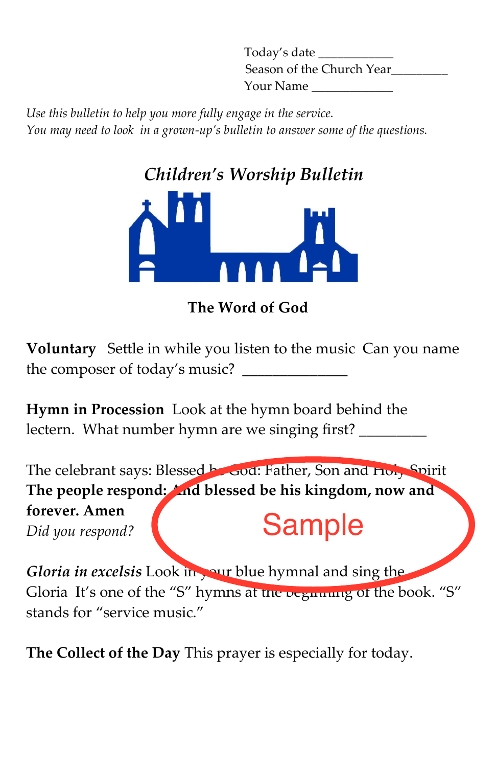Today's date ___________
Season of the Church Year________
Your Name ____________

*Use this bulletin to help you more fully engage in the service.*
*You may need to look in a grown-up's bulletin to answer some of the questions.*

# *Children's Worship Bulletin*

## The Word of God

**Voluntary** Settle in while you listen to the music Can you name the composer of today's music? _____________

**Hymn in Procession** Look at the hymn board behind the lectern. What number hymn are we singing first? _________

The celebrant says: Blessed be God: Father, Son and Holy Spirit
**The people respond: And blessed be his kingdom, now and forever. Amen**
*Did you respond?*

Sample

***Gloria in excelsis*** Look in your blue hymnal and sing the Gloria It's one of the "S" hymns at the beginning of the book. "S" stands for "service music."

**The Collect of the Day** This prayer is especially for today.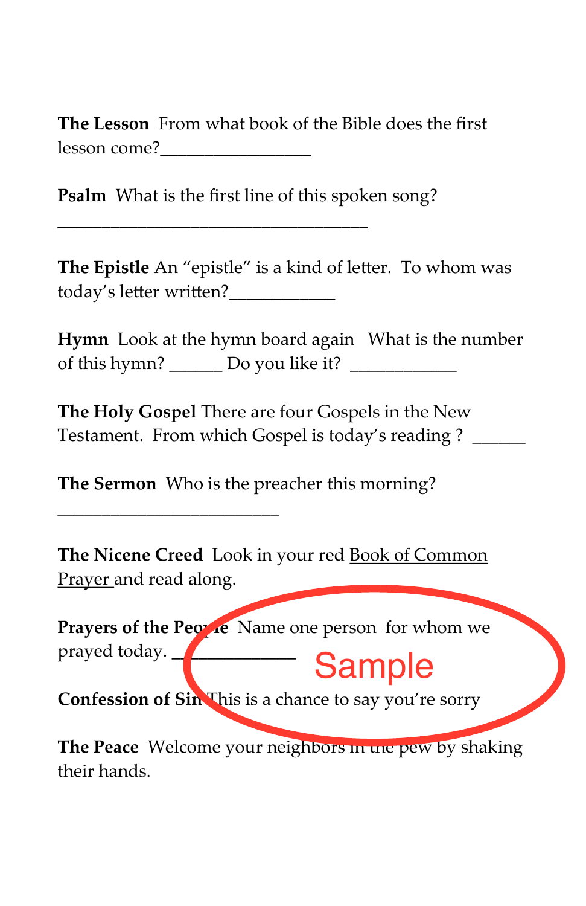**The Lesson** From what book of the Bible does the first lesson come?________________

**Psalm** What is the first line of this spoken song?

_________________________________

**The Epistle** An "epistle" is a kind of letter. To whom was today's letter written?___________

**Hymn** Look at the hymn board again What is the number of this hymn? ______ Do you like it? ___________

**The Holy Gospel** There are four Gospels in the New Testament. From which Gospel is today's reading ? ______

**The Sermon** Who is the preacher this morning?

_______________________

**The Nicene Creed** Look in your red <u>Book of Common Prayer</u> and read along.

**Prayers of the People** Name one person for whom we prayed today. _____________

Sample

**Confession of Sin** This is a chance to say you're sorry

**The Peace** Welcome your neighbors in the pew by shaking their hands.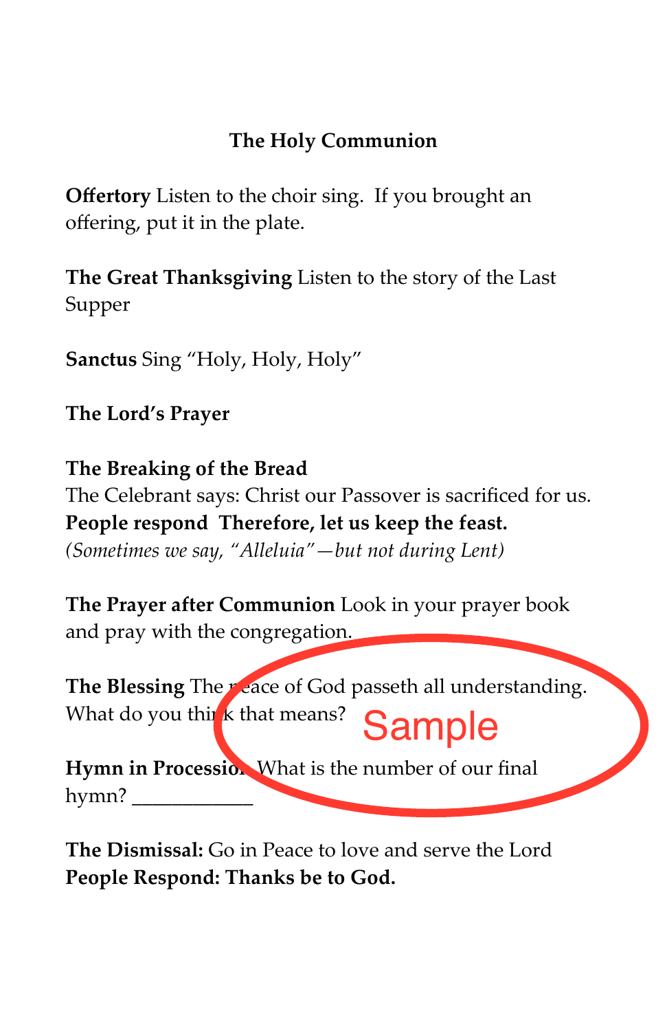## The Holy Communion

**Offertory** Listen to the choir sing. If you brought an offering, put it in the plate.

**The Great Thanksgiving** Listen to the story of the Last Supper

**Sanctus** Sing “Holy, Holy, Holy”

**The Lord’s Prayer**

**The Breaking of the Bread**
The Celebrant says: Christ our Passover is sacrificed for us.
**People respond Therefore, let us keep the feast.**
*(Sometimes we say, “Alleluia”—but not during Lent)*

**The Prayer after Communion** Look in your prayer book and pray with the congregation.

**The Blessing** The peace of God passeth all understanding. What do you think that means?

Sample

**Hymn in Procession** What is the number of our final hymn? ___________

**The Dismissal:** Go in Peace to love and serve the Lord
**People Respond: Thanks be to God.**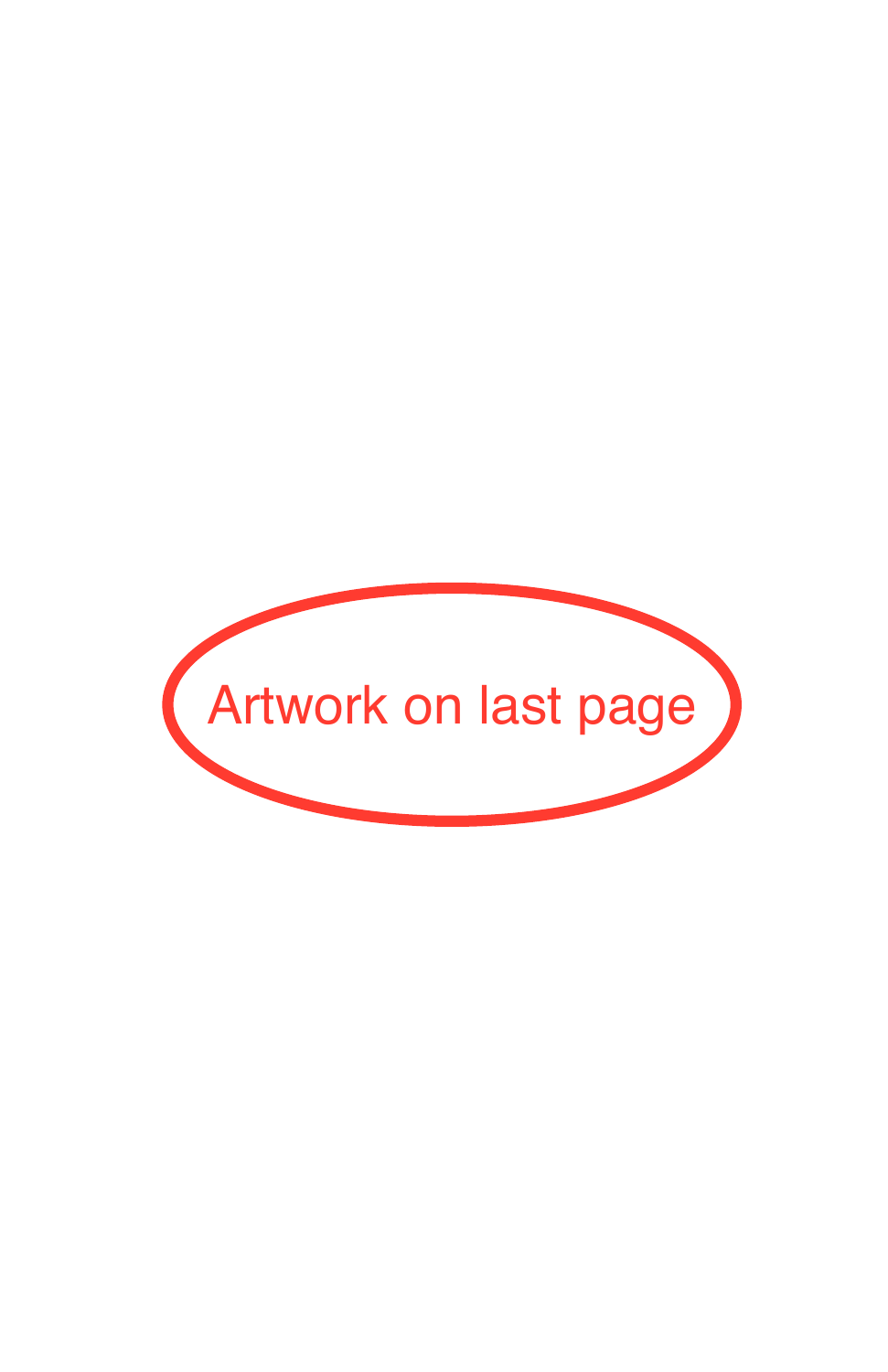Artwork on last page